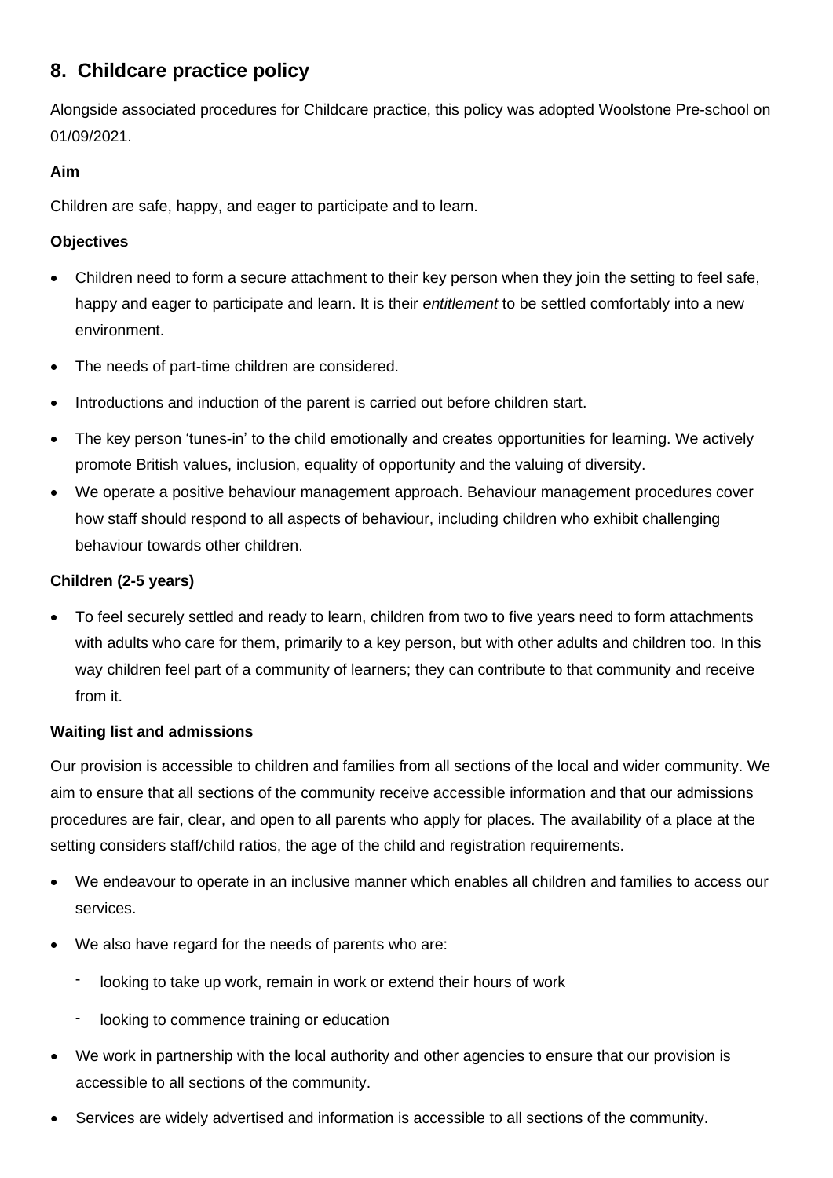## 8. Childcare practice policy

Alongside associated procedures for Childcare practice, this policy was adopted Woolstone Pre-school on 01/09/2021.

**Aim**

Children are safe, happy, and eager to participate and to learn.

**Objectives**

- Children need to form a secure attachment to their key person when they join the setting to feel safe, happy and eager to participate and learn. It is their *entitlement* to be settled comfortably into a new environment.
- The needs of part-time children are considered.
- Introductions and induction of the parent is carried out before children start.
- The key person 'tunes-in' to the child emotionally and creates opportunities for learning. We actively promote British values, inclusion, equality of opportunity and the valuing of diversity.
- We operate a positive behaviour management approach. Behaviour management procedures cover how staff should respond to all aspects of behaviour, including children who exhibit challenging behaviour towards other children.

**Children (2-5 years)**

- To feel securely settled and ready to learn, children from two to five years need to form attachments with adults who care for them, primarily to a key person, but with other adults and children too. In this way children feel part of a community of learners; they can contribute to that community and receive from it.

**Waiting list and admissions**

Our provision is accessible to children and families from all sections of the local and wider community. We aim to ensure that all sections of the community receive accessible information and that our admissions procedures are fair, clear, and open to all parents who apply for places. The availability of a place at the setting considers staff/child ratios, the age of the child and registration requirements.

- We endeavour to operate in an inclusive manner which enables all children and families to access our services.
- We also have regard for the needs of parents who are:
  - looking to take up work, remain in work or extend their hours of work
  - looking to commence training or education
- We work in partnership with the local authority and other agencies to ensure that our provision is accessible to all sections of the community.
- Services are widely advertised and information is accessible to all sections of the community.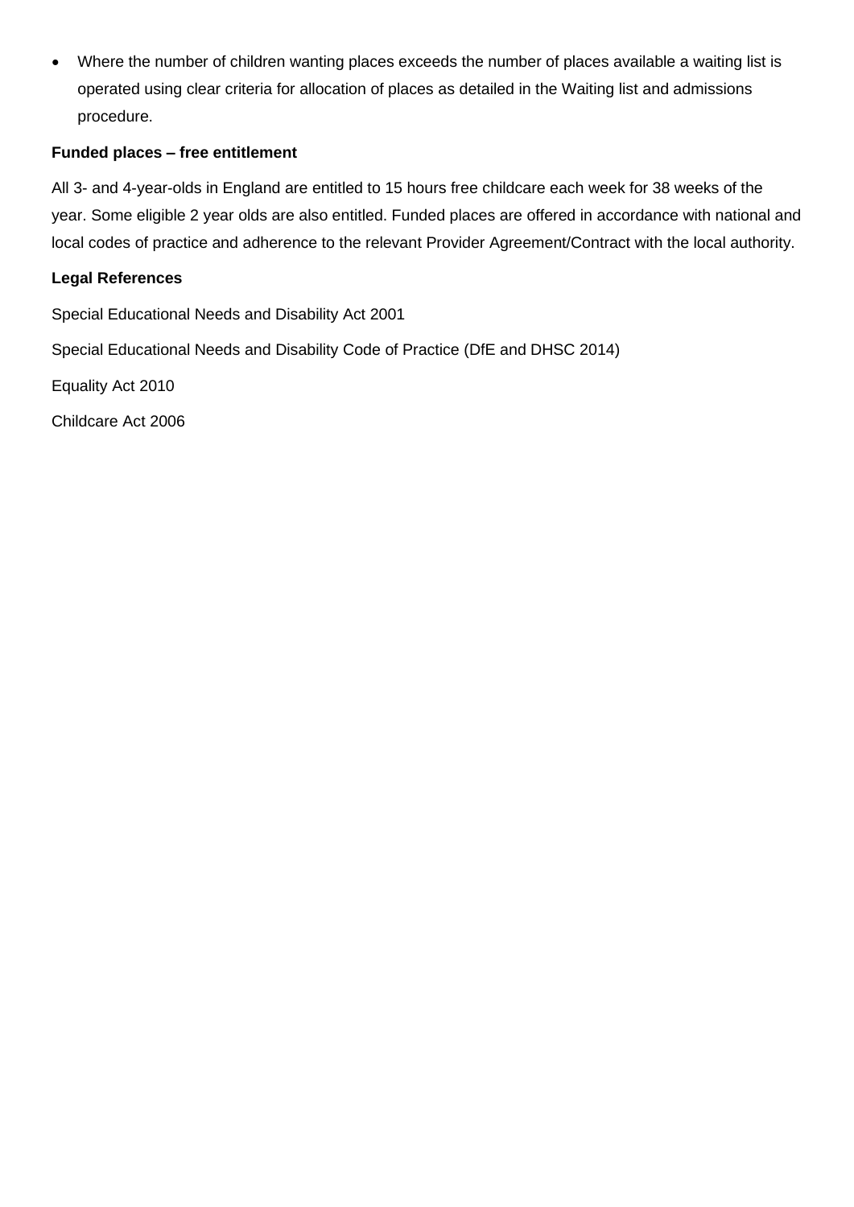- Where the number of children wanting places exceeds the number of places available a waiting list is operated using clear criteria for allocation of places as detailed in the Waiting list and admissions procedure.

**Funded places – free entitlement**

All 3- and 4-year-olds in England are entitled to 15 hours free childcare each week for 38 weeks of the year. Some eligible 2 year olds are also entitled. Funded places are offered in accordance with national and local codes of practice and adherence to the relevant Provider Agreement/Contract with the local authority.

**Legal References**

Special Educational Needs and Disability Act 2001

Special Educational Needs and Disability Code of Practice (DfE and DHSC 2014)

Equality Act 2010

Childcare Act 2006